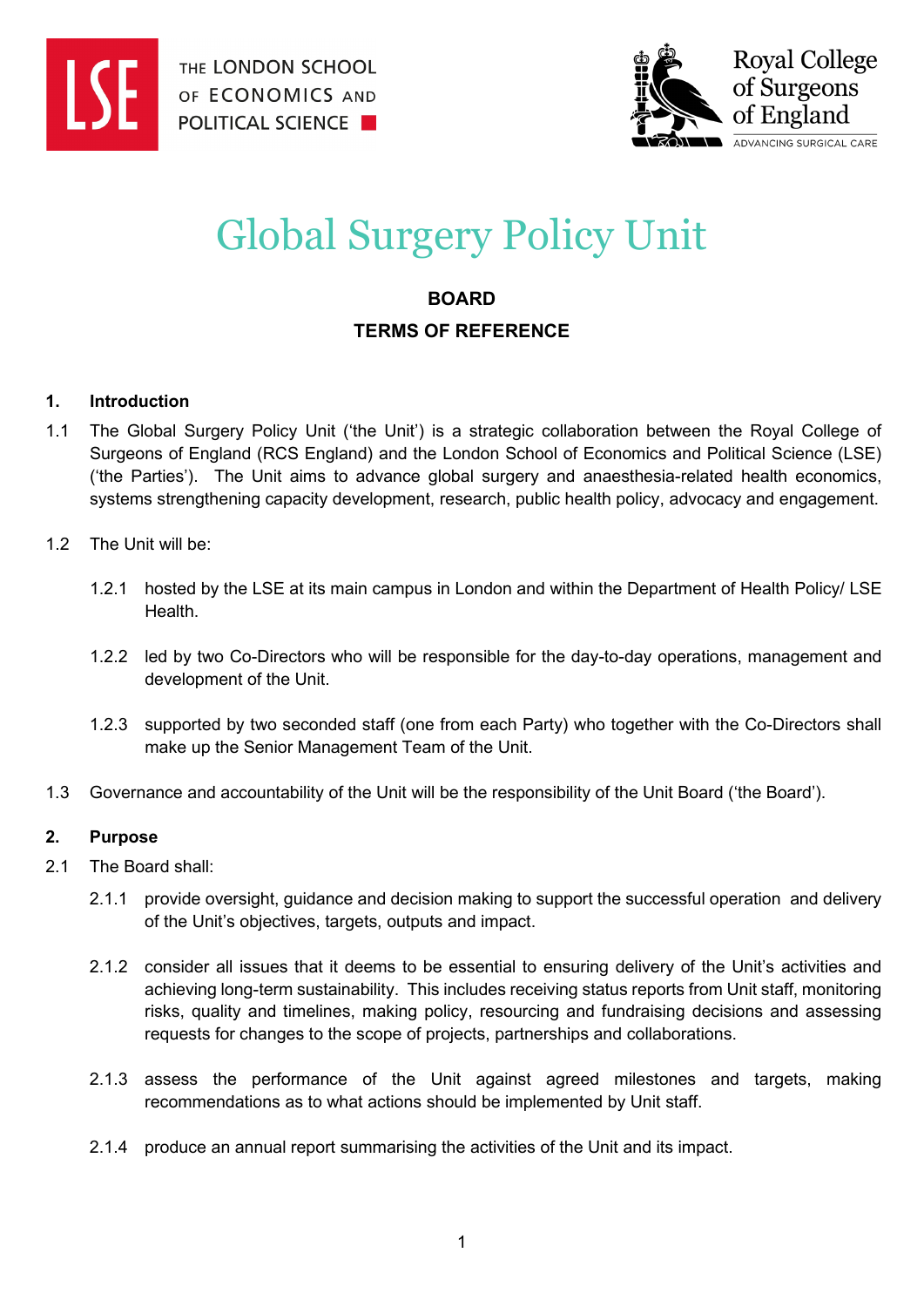# Global Surgery Policy Unit

**BOARD**

**TERMS OF REFERENCE**

## 1. Introduction

1.1 The Global Surgery Policy Unit ('the Unit') is a strategic collaboration between the Royal College of Surgeons of England (RCS England) and the London School of Economics and Political Science (LSE) ('the Parties'). The Unit aims to advance global surgery and anaesthesia-related health economics, systems strengthening capacity development, research, public health policy, advocacy and engagement.

1.2 The Unit will be:

1.2.1 hosted by the LSE at its main campus in London and within the Department of Health Policy/ LSE Health.

1.2.2 led by two Co-Directors who will be responsible for the day-to-day operations, management and development of the Unit.

1.2.3 supported by two seconded staff (one from each Party) who together with the Co-Directors shall make up the Senior Management Team of the Unit.

1.3 Governance and accountability of the Unit will be the responsibility of the Unit Board ('the Board').

## 2. Purpose

2.1 The Board shall:

2.1.1 provide oversight, guidance and decision making to support the successful operation and delivery of the Unit's objectives, targets, outputs and impact.

2.1.2 consider all issues that it deems to be essential to ensuring delivery of the Unit's activities and achieving long-term sustainability. This includes receiving status reports from Unit staff, monitoring risks, quality and timelines, making policy, resourcing and fundraising decisions and assessing requests for changes to the scope of projects, partnerships and collaborations.

2.1.3 assess the performance of the Unit against agreed milestones and targets, making recommendations as to what actions should be implemented by Unit staff.

2.1.4 produce an annual report summarising the activities of the Unit and its impact.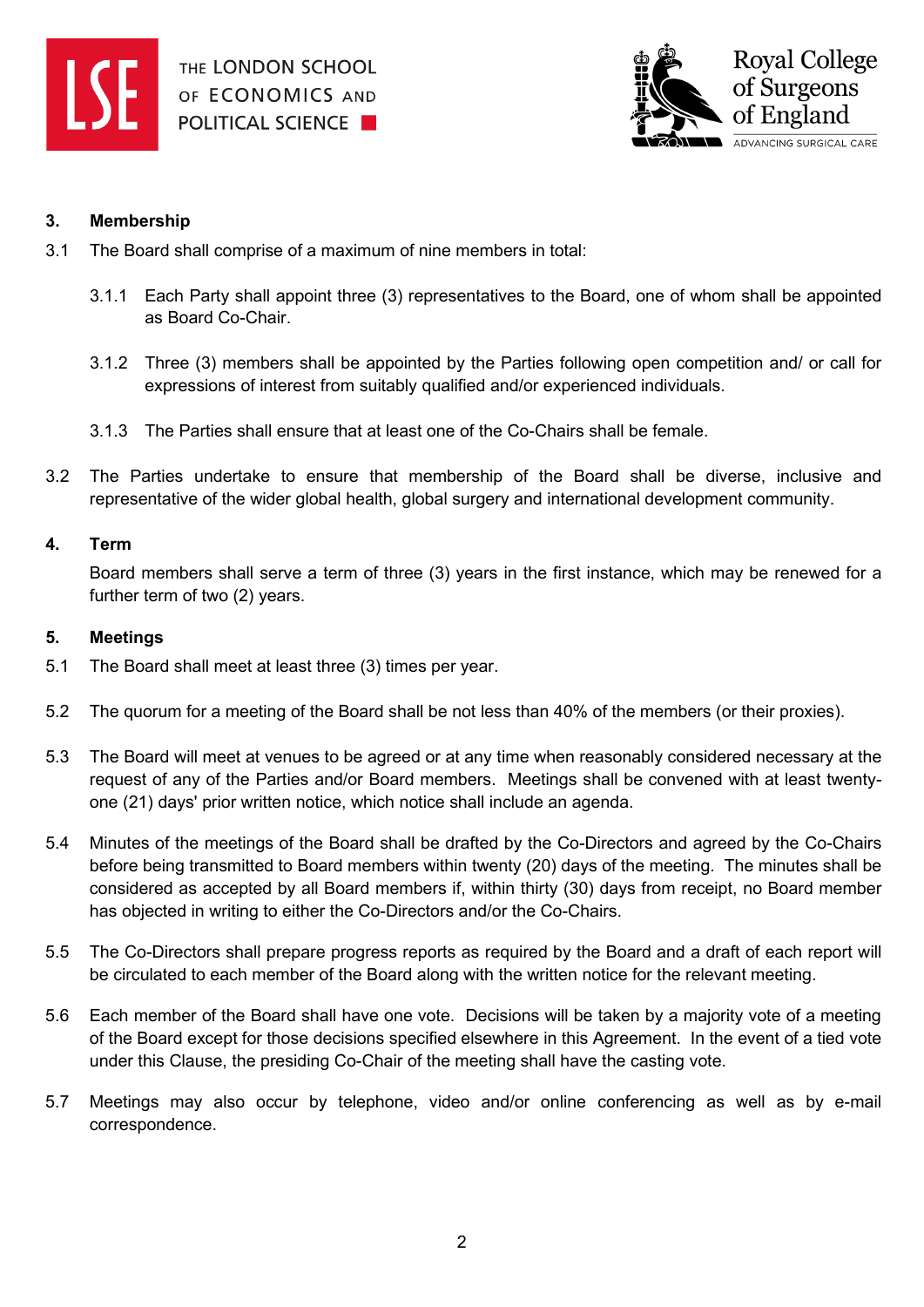## 3. Membership

3.1 The Board shall comprise of a maximum of nine members in total:

3.1.1 Each Party shall appoint three (3) representatives to the Board, one of whom shall be appointed as Board Co-Chair.

3.1.2 Three (3) members shall be appointed by the Parties following open competition and/ or call for expressions of interest from suitably qualified and/or experienced individuals.

3.1.3 The Parties shall ensure that at least one of the Co-Chairs shall be female.

3.2 The Parties undertake to ensure that membership of the Board shall be diverse, inclusive and representative of the wider global health, global surgery and international development community.

## 4. Term

Board members shall serve a term of three (3) years in the first instance, which may be renewed for a further term of two (2) years.

## 5. Meetings

5.1 The Board shall meet at least three (3) times per year.

5.2 The quorum for a meeting of the Board shall be not less than 40% of the members (or their proxies).

5.3 The Board will meet at venues to be agreed or at any time when reasonably considered necessary at the request of any of the Parties and/or Board members. Meetings shall be convened with at least twenty-one (21) days' prior written notice, which notice shall include an agenda.

5.4 Minutes of the meetings of the Board shall be drafted by the Co-Directors and agreed by the Co-Chairs before being transmitted to Board members within twenty (20) days of the meeting. The minutes shall be considered as accepted by all Board members if, within thirty (30) days from receipt, no Board member has objected in writing to either the Co-Directors and/or the Co-Chairs.

5.5 The Co-Directors shall prepare progress reports as required by the Board and a draft of each report will be circulated to each member of the Board along with the written notice for the relevant meeting.

5.6 Each member of the Board shall have one vote. Decisions will be taken by a majority vote of a meeting of the Board except for those decisions specified elsewhere in this Agreement. In the event of a tied vote under this Clause, the presiding Co-Chair of the meeting shall have the casting vote.

5.7 Meetings may also occur by telephone, video and/or online conferencing as well as by e-mail correspondence.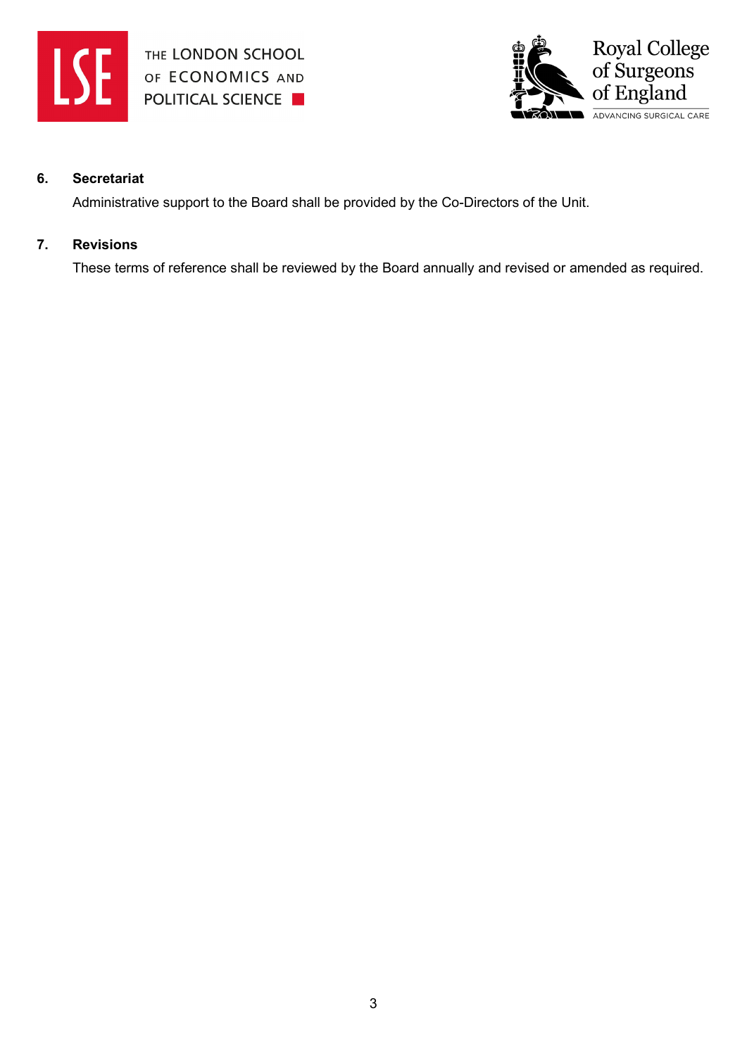## 6. Secretariat

Administrative support to the Board shall be provided by the Co-Directors of the Unit.

## 7. Revisions

These terms of reference shall be reviewed by the Board annually and revised or amended as required.